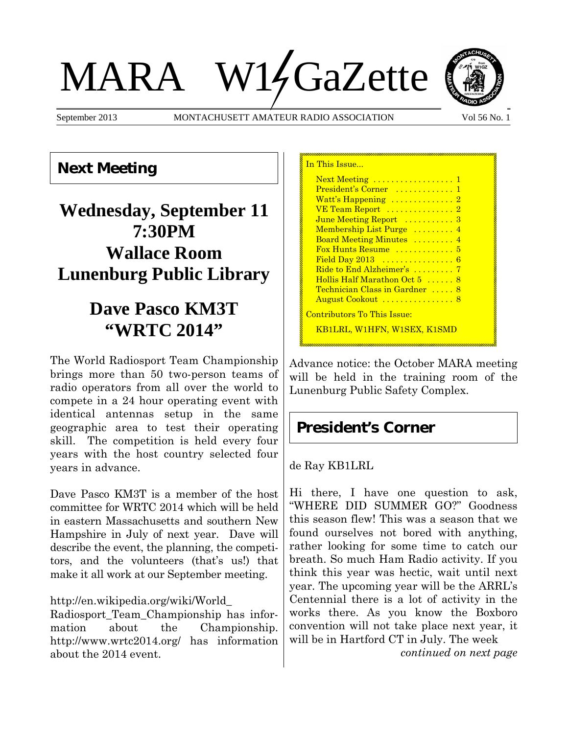# MARA W1GaZette

September 2013 — MONTACHUSETT AMATEUR RADIO ASSOCIATION — Vol 56 No. 1

## Next Meeting

**Wednesday, September 11**
**7:30PM**
**Wallace Room**
**Lunenburg Public Library**

**Dave Pasco KM3T**
**"WRTC 2014"**

The World Radiosport Team Championship brings more than 50 two-person teams of radio operators from all over the world to compete in a 24 hour operating event with identical antennas setup in the same geographic area to test their operating skill. The competition is held every four years with the host country selected four years in advance.

Dave Pasco KM3T is a member of the host committee for WRTC 2014 which will be held in eastern Massachusetts and southern New Hampshire in July of next year. Dave will describe the event, the planning, the competitors, and the volunteers (that's us!) that make it all work at our September meeting.

http://en.wikipedia.org/wiki/World_Radiosport_Team_Championship has information about the Championship. http://www.wrtc2014.org/ has information about the 2014 event.

In This Issue...

- Next Meeting ................. 1
- President's Corner ............. 1
- Watt's Happening .............. 2
- VE Team Report ............... 2
- June Meeting Report ........... 3
- Membership List Purge ......... 4
- Board Meeting Minutes ......... 4
- Fox Hunts Resume ............. 5
- Field Day 2013 ................ 6
- Ride to End Alzheimer's ......... 7
- Hollis Half Marathon Oct 5 ...... 8
- Technician Class in Gardner ..... 8
- August Cookout ................ 8

Contributors To This Issue:

KB1LRL, W1HFN, W1SEX, K1SMD

Advance notice: the October MARA meeting will be held in the training room of the Lunenburg Public Safety Complex.

## President's Corner

de Ray KB1LRL

Hi there, I have one question to ask, "WHERE DID SUMMER GO?" Goodness this season flew! This was a season that we found ourselves not bored with anything, rather looking for some time to catch our breath. So much Ham Radio activity. If you think this year was hectic, wait until next year. The upcoming year will be the ARRL's Centennial there is a lot of activity in the works there. As you know the Boxboro convention will not take place next year, it will be in Hartford CT in July. The week

*continued on next page*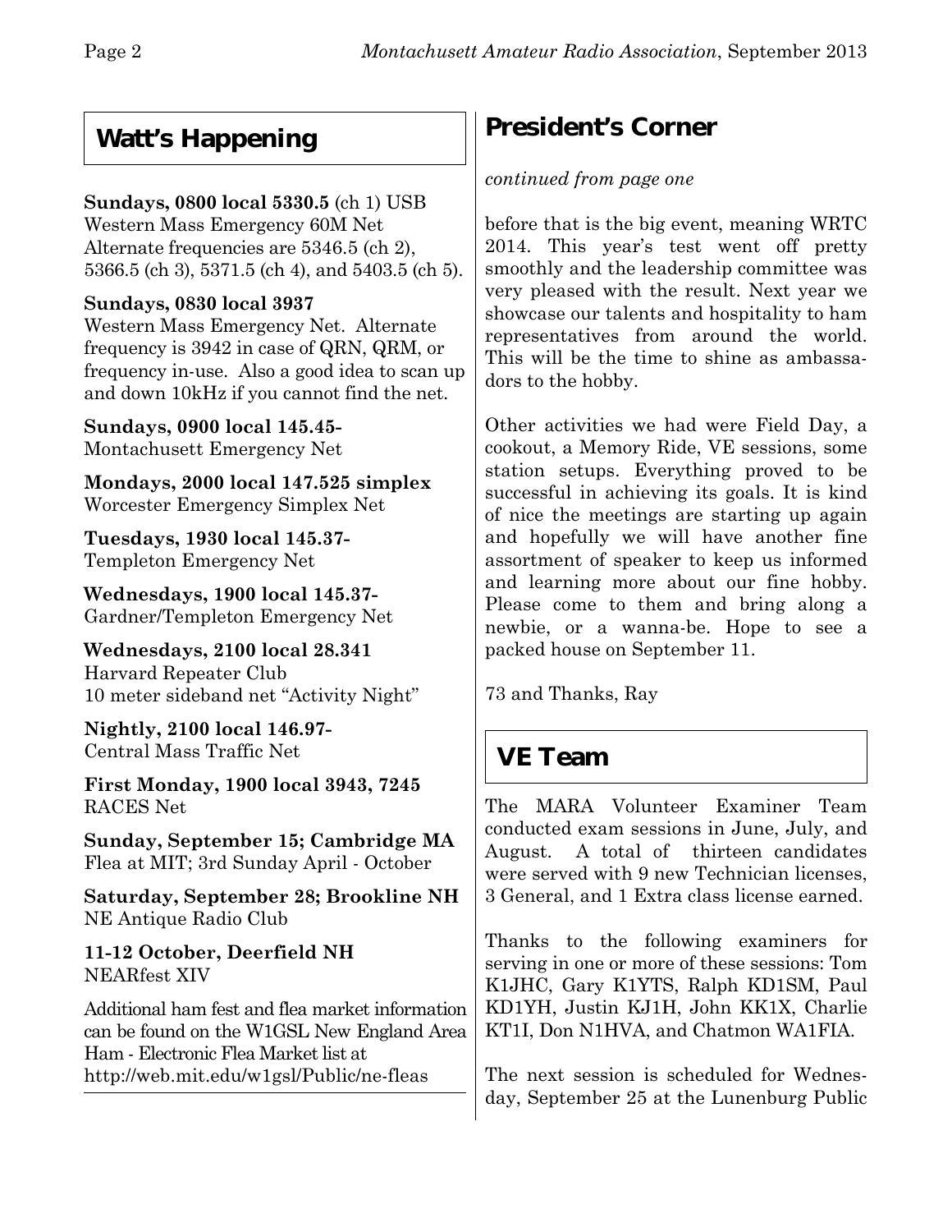## Watt's Happening

**Sundays, 0800 local 5330.5** (ch 1) USB
Western Mass Emergency 60M Net
Alternate frequencies are 5346.5 (ch 2), 5366.5 (ch 3), 5371.5 (ch 4), and 5403.5 (ch 5).

**Sundays, 0830 local 3937**
Western Mass Emergency Net. Alternate frequency is 3942 in case of QRN, QRM, or frequency in-use. Also a good idea to scan up and down 10kHz if you cannot find the net.

**Sundays, 0900 local 145.45-**
Montachusett Emergency Net

**Mondays, 2000 local 147.525 simplex**
Worcester Emergency Simplex Net

**Tuesdays, 1930 local 145.37-**
Templeton Emergency Net

**Wednesdays, 1900 local 145.37-**
Gardner/Templeton Emergency Net

**Wednesdays, 2100 local 28.341**
Harvard Repeater Club
10 meter sideband net "Activity Night"

**Nightly, 2100 local 146.97-**
Central Mass Traffic Net

**First Monday, 1900 local 3943, 7245**
RACES Net

**Sunday, September 15; Cambridge MA**
Flea at MIT; 3rd Sunday April - October

**Saturday, September 28; Brookline NH**
NE Antique Radio Club

**11-12 October, Deerfield NH**
NEARfest XIV

Additional ham fest and flea market information can be found on the W1GSL New England Area Ham - Electronic Flea Market list at http://web.mit.edu/w1gsl/Public/ne-fleas

## President's Corner

*continued from page one*

before that is the big event, meaning WRTC 2014. This year's test went off pretty smoothly and the leadership committee was very pleased with the result. Next year we showcase our talents and hospitality to ham representatives from around the world. This will be the time to shine as ambassadors to the hobby.

Other activities we had were Field Day, a cookout, a Memory Ride, VE sessions, some station setups. Everything proved to be successful in achieving its goals. It is kind of nice the meetings are starting up again and hopefully we will have another fine assortment of speaker to keep us informed and learning more about our fine hobby. Please come to them and bring along a newbie, or a wanna-be. Hope to see a packed house on September 11.

73 and Thanks, Ray

## VE Team

The MARA Volunteer Examiner Team conducted exam sessions in June, July, and August. A total of thirteen candidates were served with 9 new Technician licenses, 3 General, and 1 Extra class license earned.

Thanks to the following examiners for serving in one or more of these sessions: Tom K1JHC, Gary K1YTS, Ralph KD1SM, Paul KD1YH, Justin KJ1H, John KK1X, Charlie KT1I, Don N1HVA, and Chatmon WA1FIA.

The next session is scheduled for Wednesday, September 25 at the Lunenburg Public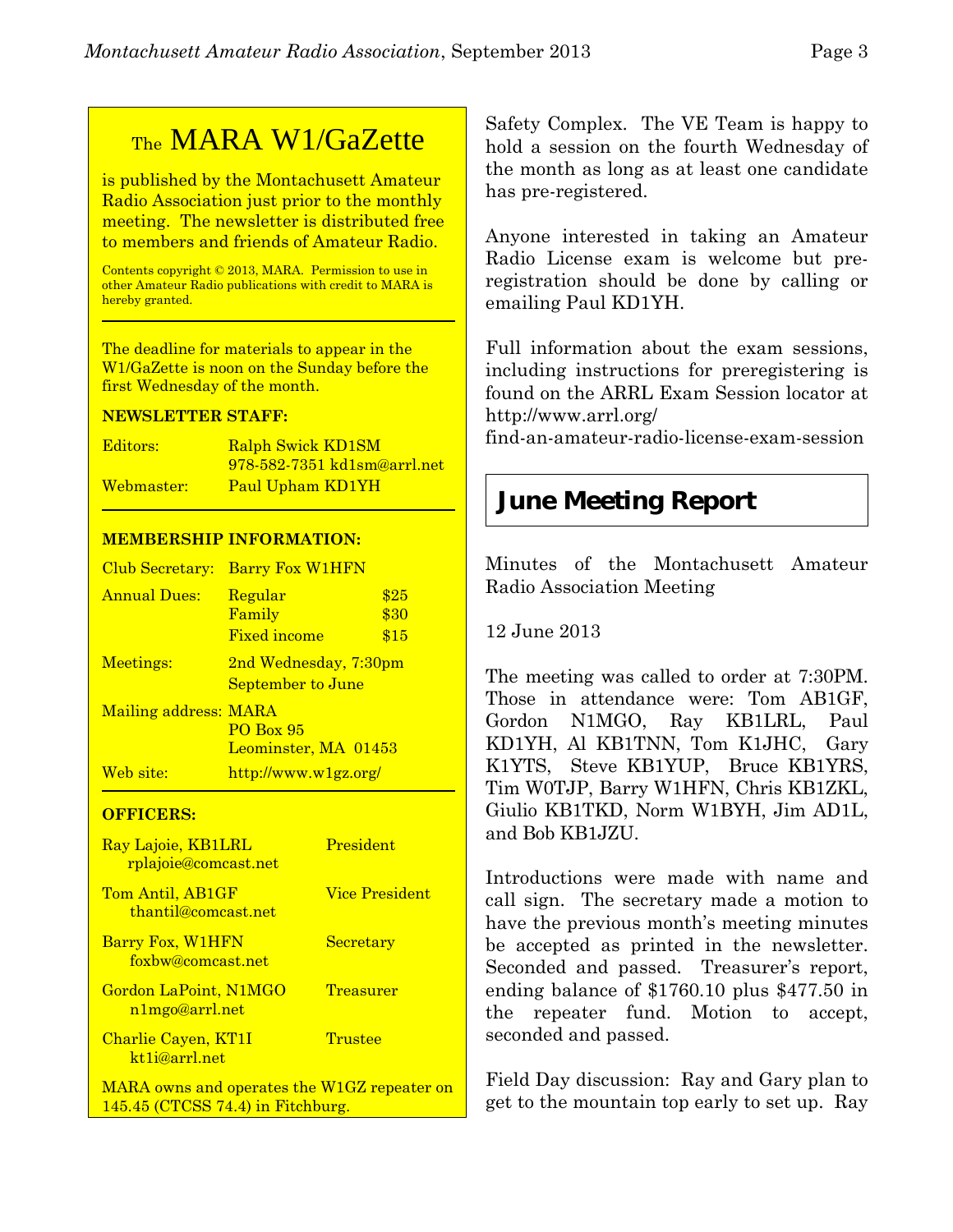## The MARA W1/GaZette

is published by the Montachusett Amateur Radio Association just prior to the monthly meeting. The newsletter is distributed free to members and friends of Amateur Radio.

Contents copyright © 2013, MARA. Permission to use in other Amateur Radio publications with credit to MARA is hereby granted.

The deadline for materials to appear in the W1/GaZette is noon on the Sunday before the first Wednesday of the month.

**NEWSLETTER STAFF:**

| | |
|---|---|
| Editors: | Ralph Swick KD1SM<br>978-582-7351 kd1sm@arrl.net |
| Webmaster: | Paul Upham KD1YH |

**MEMBERSHIP INFORMATION:**

| | | |
|---|---|---|
| Club Secretary: | Barry Fox W1HFN | |
| Annual Dues: | Regular | $25 |
| | Family | $30 |
| | Fixed income | $15 |
| Meetings: | 2nd Wednesday, 7:30pm<br>September to June | |
| Mailing address: | MARA<br>PO Box 95<br>Leominster, MA 01453 | |
| Web site: | http://www.w1gz.org/ | |

**OFFICERS:**

| | |
|---|---|
| Ray Lajoie, KB1LRL<br>rplajoie@comcast.net | President |
| Tom Antil, AB1GF<br>thantil@comcast.net | Vice President |
| Barry Fox, W1HFN<br>foxbw@comcast.net | Secretary |
| Gordon LaPoint, N1MGO<br>n1mgo@arrl.net | Treasurer |
| Charlie Cayen, KT1I<br>kt1i@arrl.net | Trustee |

MARA owns and operates the W1GZ repeater on 145.45 (CTCSS 74.4) in Fitchburg.

Safety Complex. The VE Team is happy to hold a session on the fourth Wednesday of the month as long as at least one candidate has pre-registered.

Anyone interested in taking an Amateur Radio License exam is welcome but pre-registration should be done by calling or emailing Paul KD1YH.

Full information about the exam sessions, including instructions for preregistering is found on the ARRL Exam Session locator at http://www.arrl.org/find-an-amateur-radio-license-exam-session

## June Meeting Report

Minutes of the Montachusett Amateur Radio Association Meeting

12 June 2013

The meeting was called to order at 7:30PM. Those in attendance were: Tom AB1GF, Gordon N1MGO, Ray KB1LRL, Paul KD1YH, Al KB1TNN, Tom K1JHC, Gary K1YTS, Steve KB1YUP, Bruce KB1YRS, Tim W0TJP, Barry W1HFN, Chris KB1ZKL, Giulio KB1TKD, Norm W1BYH, Jim AD1L, and Bob KB1JZU.

Introductions were made with name and call sign. The secretary made a motion to have the previous month's meeting minutes be accepted as printed in the newsletter. Seconded and passed. Treasurer's report, ending balance of $1760.10 plus $477.50 in the repeater fund. Motion to accept, seconded and passed.

Field Day discussion: Ray and Gary plan to get to the mountain top early to set up. Ray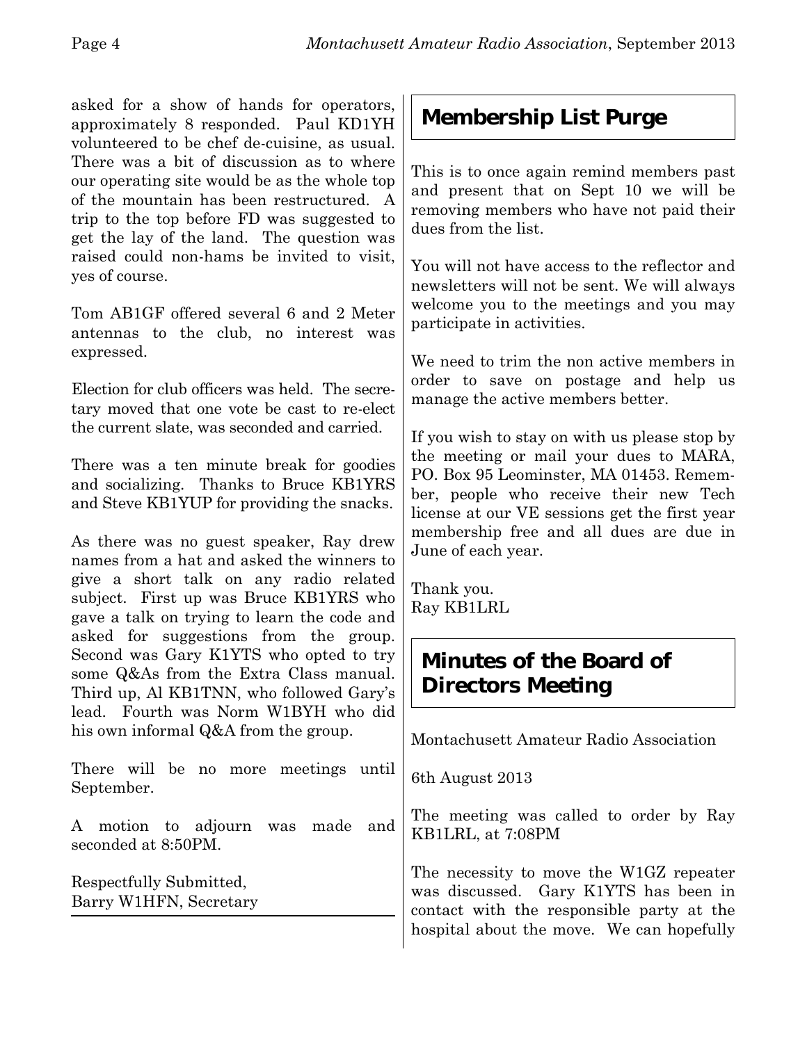asked for a show of hands for operators, approximately 8 responded. Paul KD1YH volunteered to be chef de-cuisine, as usual. There was a bit of discussion as to where our operating site would be as the whole top of the mountain has been restructured. A trip to the top before FD was suggested to get the lay of the land. The question was raised could non-hams be invited to visit, yes of course.

Tom AB1GF offered several 6 and 2 Meter antennas to the club, no interest was expressed.

Election for club officers was held. The secretary moved that one vote be cast to re-elect the current slate, was seconded and carried.

There was a ten minute break for goodies and socializing. Thanks to Bruce KB1YRS and Steve KB1YUP for providing the snacks.

As there was no guest speaker, Ray drew names from a hat and asked the winners to give a short talk on any radio related subject. First up was Bruce KB1YRS who gave a talk on trying to learn the code and asked for suggestions from the group. Second was Gary K1YTS who opted to try some Q&As from the Extra Class manual. Third up, Al KB1TNN, who followed Gary's lead. Fourth was Norm W1BYH who did his own informal Q&A from the group.

There will be no more meetings until September.

A motion to adjourn was made and seconded at 8:50PM.

Respectfully Submitted,
Barry W1HFN, Secretary

## Membership List Purge

This is to once again remind members past and present that on Sept 10 we will be removing members who have not paid their dues from the list.

You will not have access to the reflector and newsletters will not be sent. We will always welcome you to the meetings and you may participate in activities.

We need to trim the non active members in order to save on postage and help us manage the active members better.

If you wish to stay on with us please stop by the meeting or mail your dues to MARA, PO. Box 95 Leominster, MA 01453. Remember, people who receive their new Tech license at our VE sessions get the first year membership free and all dues are due in June of each year.

Thank you.
Ray KB1LRL

## Minutes of the Board of Directors Meeting

Montachusett Amateur Radio Association

6th August 2013

The meeting was called to order by Ray KB1LRL, at 7:08PM

The necessity to move the W1GZ repeater was discussed. Gary K1YTS has been in contact with the responsible party at the hospital about the move. We can hopefully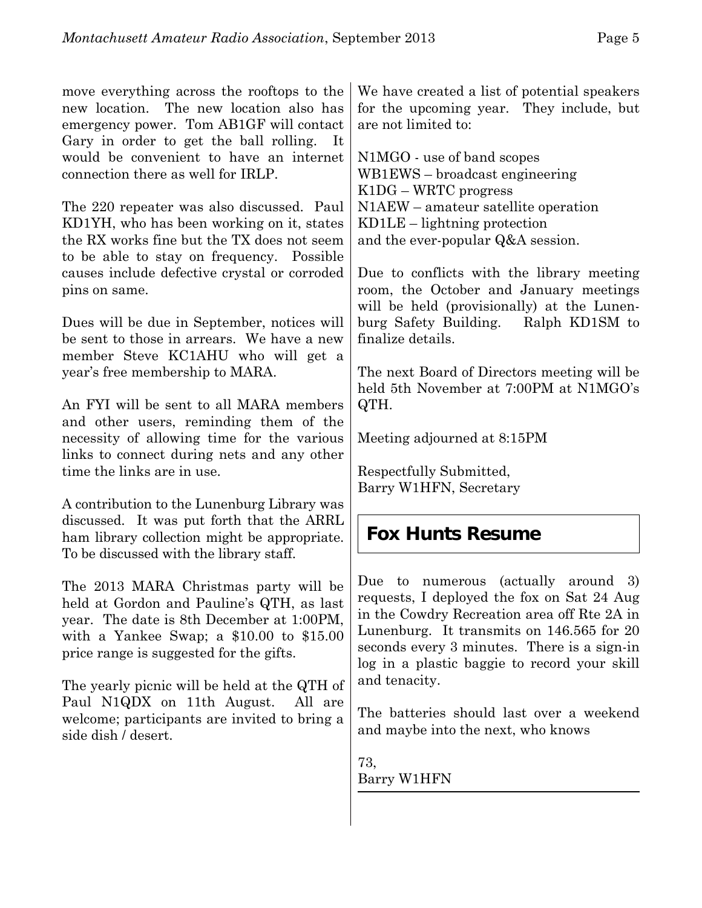move everything across the rooftops to the new location. The new location also has emergency power. Tom AB1GF will contact Gary in order to get the ball rolling. It would be convenient to have an internet connection there as well for IRLP.

The 220 repeater was also discussed. Paul KD1YH, who has been working on it, states the RX works fine but the TX does not seem to be able to stay on frequency. Possible causes include defective crystal or corroded pins on same.

Dues will be due in September, notices will be sent to those in arrears. We have a new member Steve KC1AHU who will get a year's free membership to MARA.

An FYI will be sent to all MARA members and other users, reminding them of the necessity of allowing time for the various links to connect during nets and any other time the links are in use.

A contribution to the Lunenburg Library was discussed. It was put forth that the ARRL ham library collection might be appropriate. To be discussed with the library staff.

The 2013 MARA Christmas party will be held at Gordon and Pauline's QTH, as last year. The date is 8th December at 1:00PM, with a Yankee Swap; a $10.00 to $15.00 price range is suggested for the gifts.

The yearly picnic will be held at the QTH of Paul N1QDX on 11th August. All are welcome; participants are invited to bring a side dish / desert.

We have created a list of potential speakers for the upcoming year. They include, but are not limited to:

N1MGO - use of band scopes
WB1EWS – broadcast engineering
K1DG – WRTC progress
N1AEW – amateur satellite operation
KD1LE – lightning protection
and the ever-popular Q&A session.

Due to conflicts with the library meeting room, the October and January meetings will be held (provisionally) at the Lunenburg Safety Building. Ralph KD1SM to finalize details.

The next Board of Directors meeting will be held 5th November at 7:00PM at N1MGO's QTH.

Meeting adjourned at 8:15PM

Respectfully Submitted,
Barry W1HFN, Secretary

## Fox Hunts Resume

Due to numerous (actually around 3) requests, I deployed the fox on Sat 24 Aug in the Cowdry Recreation area off Rte 2A in Lunenburg. It transmits on 146.565 for 20 seconds every 3 minutes. There is a sign-in log in a plastic baggie to record your skill and tenacity.

The batteries should last over a weekend and maybe into the next, who knows

73,
Barry W1HFN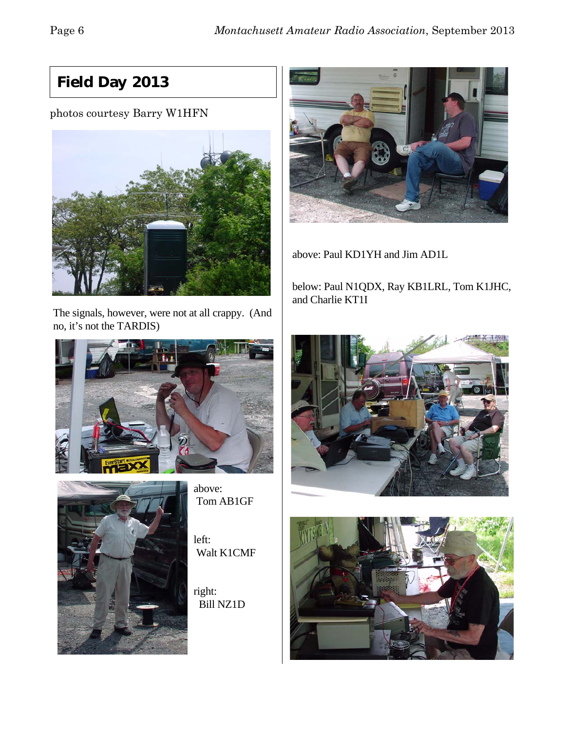## Field Day 2013

photos courtesy Barry W1HFN

The signals, however, were not at all crappy. (And no, it's not the TARDIS)

above:
Tom AB1GF

left:
Walt K1CMF

right:
Bill NZ1D

above: Paul KD1YH and Jim AD1L

below: Paul N1QDX, Ray KB1LRL, Tom K1JHC, and Charlie KT1I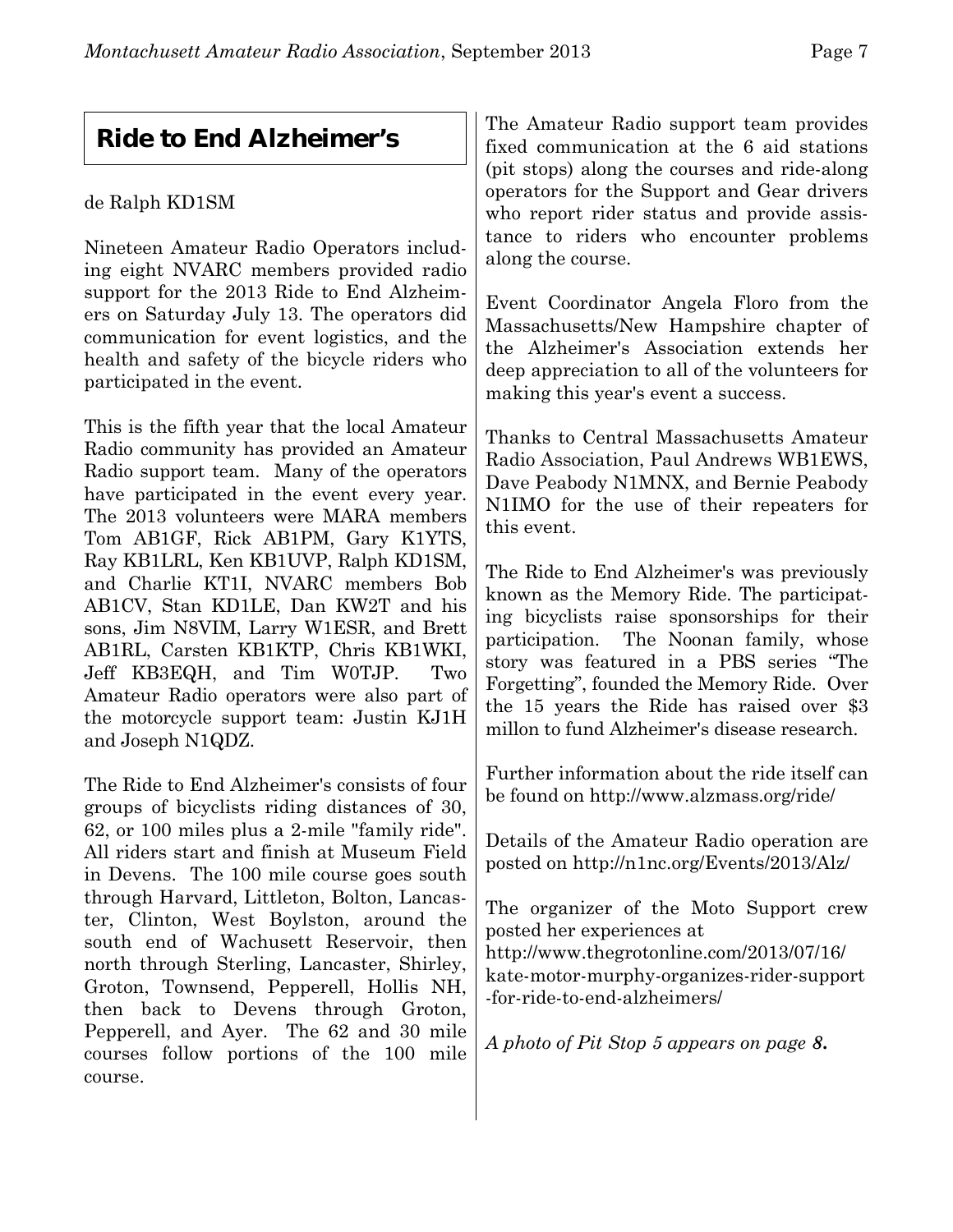## Ride to End Alzheimer's

de Ralph KD1SM

Nineteen Amateur Radio Operators including eight NVARC members provided radio support for the 2013 Ride to End Alzheimers on Saturday July 13. The operators did communication for event logistics, and the health and safety of the bicycle riders who participated in the event.

This is the fifth year that the local Amateur Radio community has provided an Amateur Radio support team. Many of the operators have participated in the event every year. The 2013 volunteers were MARA members Tom AB1GF, Rick AB1PM, Gary K1YTS, Ray KB1LRL, Ken KB1UVP, Ralph KD1SM, and Charlie KT1I, NVARC members Bob AB1CV, Stan KD1LE, Dan KW2T and his sons, Jim N8VIM, Larry W1ESR, and Brett AB1RL, Carsten KB1KTP, Chris KB1WKI, Jeff KB3EQH, and Tim W0TJP. Two Amateur Radio operators were also part of the motorcycle support team: Justin KJ1H and Joseph N1QDZ.

The Ride to End Alzheimer's consists of four groups of bicyclists riding distances of 30, 62, or 100 miles plus a 2-mile "family ride". All riders start and finish at Museum Field in Devens. The 100 mile course goes south through Harvard, Littleton, Bolton, Lancaster, Clinton, West Boylston, around the south end of Wachusett Reservoir, then north through Sterling, Lancaster, Shirley, Groton, Townsend, Pepperell, Hollis NH, then back to Devens through Groton, Pepperell, and Ayer. The 62 and 30 mile courses follow portions of the 100 mile course.

The Amateur Radio support team provides fixed communication at the 6 aid stations (pit stops) along the courses and ride-along operators for the Support and Gear drivers who report rider status and provide assistance to riders who encounter problems along the course.

Event Coordinator Angela Floro from the Massachusetts/New Hampshire chapter of the Alzheimer's Association extends her deep appreciation to all of the volunteers for making this year's event a success.

Thanks to Central Massachusetts Amateur Radio Association, Paul Andrews WB1EWS, Dave Peabody N1MNX, and Bernie Peabody N1IMO for the use of their repeaters for this event.

The Ride to End Alzheimer's was previously known as the Memory Ride. The participating bicyclists raise sponsorships for their participation. The Noonan family, whose story was featured in a PBS series "The Forgetting", founded the Memory Ride. Over the 15 years the Ride has raised over $3 millon to fund Alzheimer's disease research.

Further information about the ride itself can be found on http://www.alzmass.org/ride/

Details of the Amateur Radio operation are posted on http://n1nc.org/Events/2013/Alz/

The organizer of the Moto Support crew posted her experiences at http://www.thegrotonline.com/2013/07/16/kate-motor-murphy-organizes-rider-support-for-ride-to-end-alzheimers/

*A photo of Pit Stop 5 appears on page **8**.*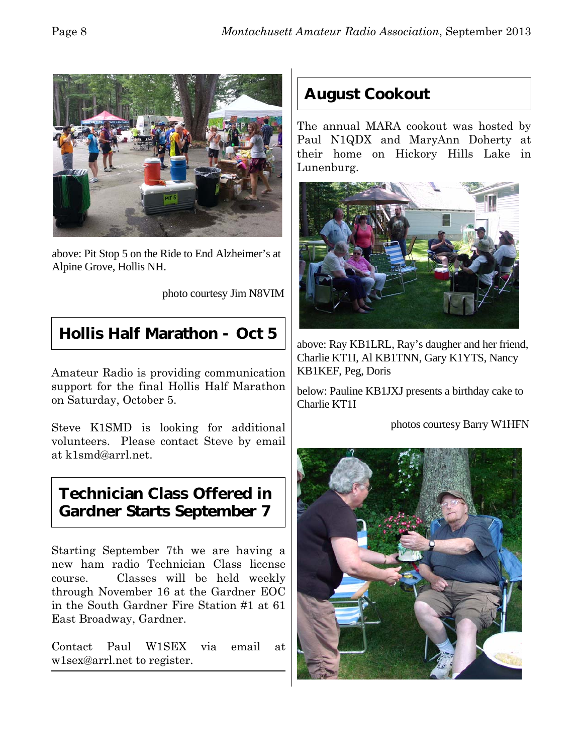above: Pit Stop 5 on the Ride to End Alzheimer's at Alpine Grove, Hollis NH.

photo courtesy Jim N8VIM

## Hollis Half Marathon - Oct 5

Amateur Radio is providing communication support for the final Hollis Half Marathon on Saturday, October 5.

Steve K1SMD is looking for additional volunteers. Please contact Steve by email at k1smd@arrl.net.

## Technician Class Offered in Gardner Starts September 7

Starting September 7th we are having a new ham radio Technician Class license course. Classes will be held weekly through November 16 at the Gardner EOC in the South Gardner Fire Station #1 at 61 East Broadway, Gardner.

Contact Paul W1SEX via email at w1sex@arrl.net to register.

## August Cookout

The annual MARA cookout was hosted by Paul N1QDX and MaryAnn Doherty at their home on Hickory Hills Lake in Lunenburg.

above: Ray KB1LRL, Ray's daugher and her friend, Charlie KT1I, Al KB1TNN, Gary K1YTS, Nancy KB1KEF, Peg, Doris

below: Pauline KB1JXJ presents a birthday cake to Charlie KT1I

photos courtesy Barry W1HFN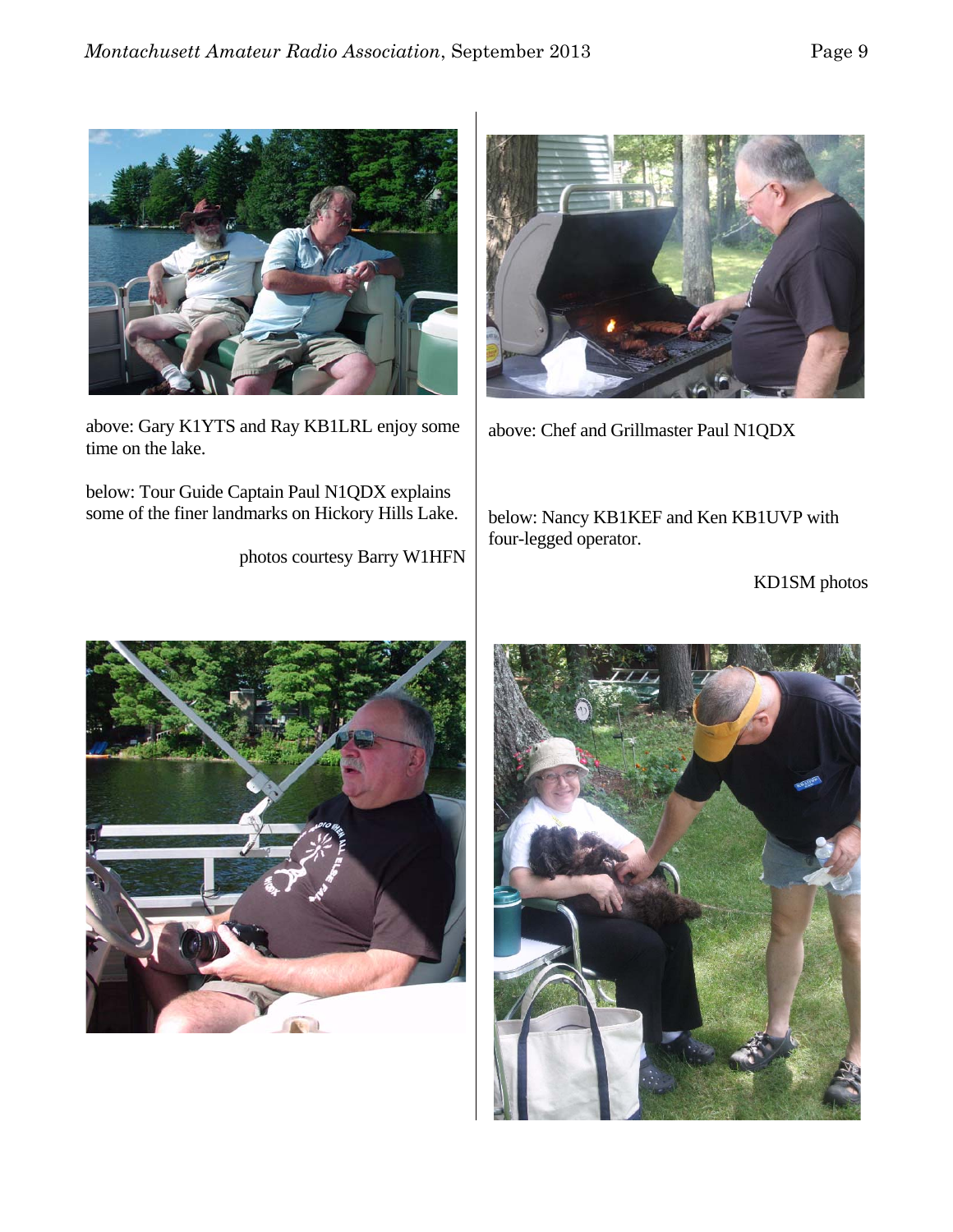above: Gary K1YTS and Ray KB1LRL enjoy some time on the lake.

below: Tour Guide Captain Paul N1QDX explains some of the finer landmarks on Hickory Hills Lake.

photos courtesy Barry W1HFN

above: Chef and Grillmaster Paul N1QDX

below: Nancy KB1KEF and Ken KB1UVP with four-legged operator.

KD1SM photos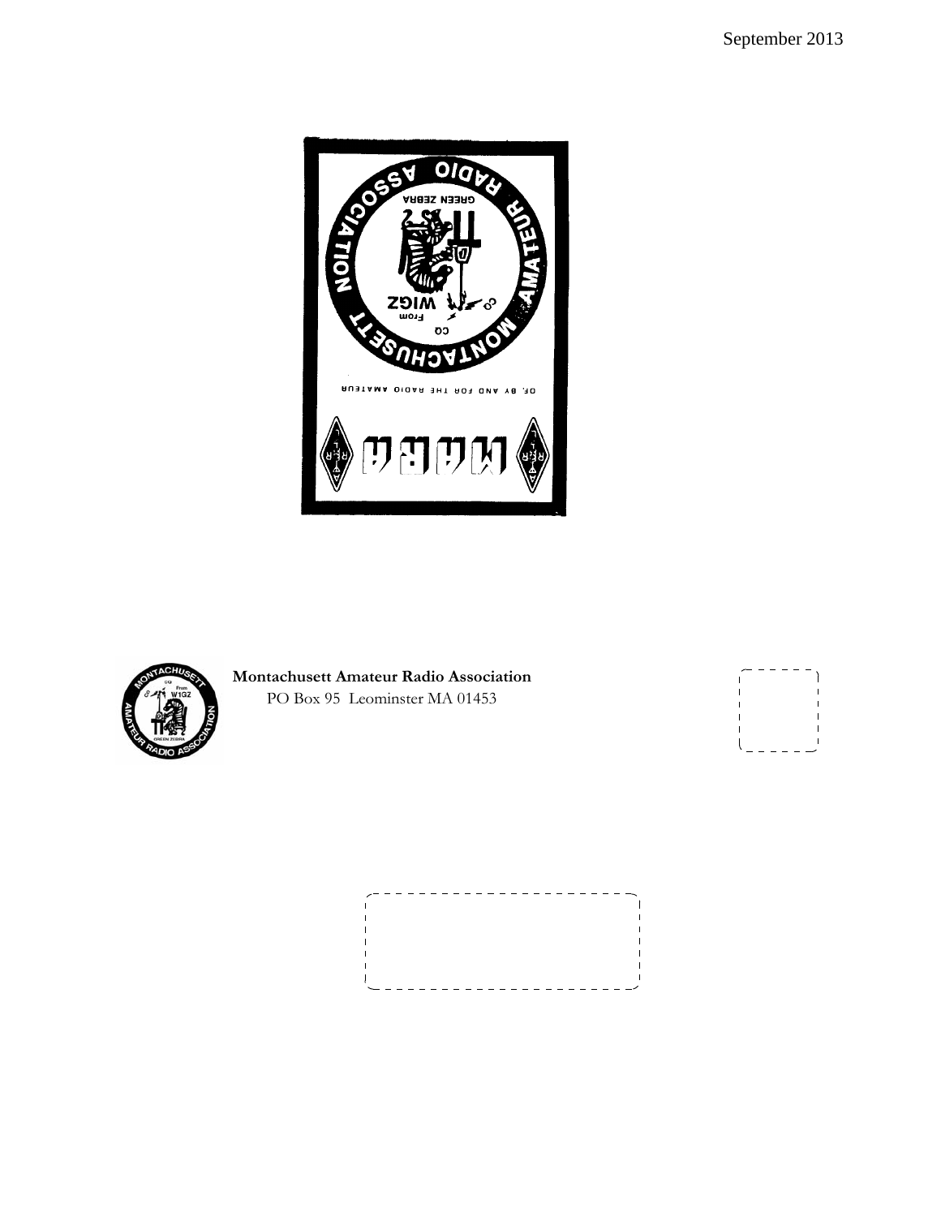**Montachusett Amateur Radio Association**

PO Box 95 Leominster MA 01453